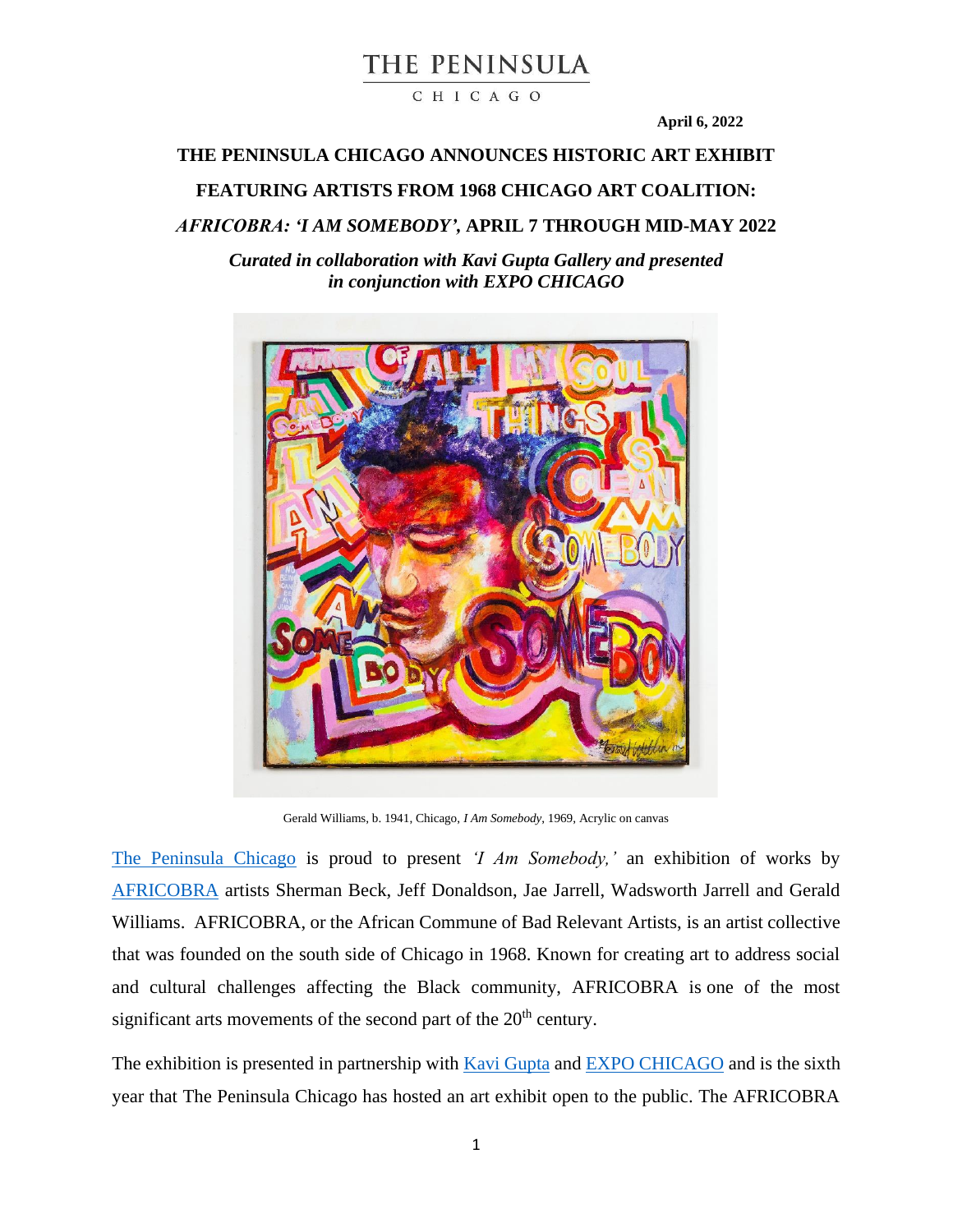THE PENINSULA

CHICAGO

**April 6, 2022**

# THE PENINSULA CHICAGO ANNOUNCES HISTORIC ART EXHIBIT FEATURING ARTISTS FROM 1968 CHICAGO ART COALITION: *AFRICOBRA: 'I AM SOMEBODY'*, APRIL 7 THROUGH MID-MAY 2022

***Curated in collaboration with Kavi Gupta Gallery and presented in conjunction with EXPO CHICAGO***

Gerald Williams, b. 1941, Chicago, *I Am Somebody*, 1969, Acrylic on canvas

The Peninsula Chicago is proud to present *'I Am Somebody,'* an exhibition of works by AFRICOBRA artists Sherman Beck, Jeff Donaldson, Jae Jarrell, Wadsworth Jarrell and Gerald Williams. AFRICOBRA, or the African Commune of Bad Relevant Artists, is an artist collective that was founded on the south side of Chicago in 1968. Known for creating art to address social and cultural challenges affecting the Black community, AFRICOBRA is one of the most significant arts movements of the second part of the 20th century.

The exhibition is presented in partnership with Kavi Gupta and EXPO CHICAGO and is the sixth year that The Peninsula Chicago has hosted an art exhibit open to the public. The AFRICOBRA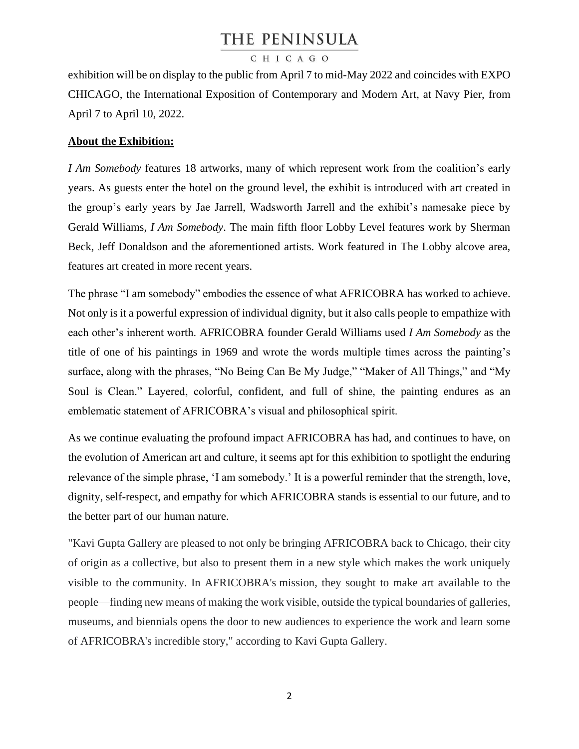exhibition will be on display to the public from April 7 to mid-May 2022 and coincides with EXPO CHICAGO, the International Exposition of Contemporary and Modern Art, at Navy Pier, from April 7 to April 10, 2022.

**About the Exhibition:**

*I Am Somebody* features 18 artworks, many of which represent work from the coalition's early years. As guests enter the hotel on the ground level, the exhibit is introduced with art created in the group's early years by Jae Jarrell, Wadsworth Jarrell and the exhibit's namesake piece by Gerald Williams, *I Am Somebody*. The main fifth floor Lobby Level features work by Sherman Beck, Jeff Donaldson and the aforementioned artists. Work featured in The Lobby alcove area, features art created in more recent years.

The phrase "I am somebody" embodies the essence of what AFRICOBRA has worked to achieve. Not only is it a powerful expression of individual dignity, but it also calls people to empathize with each other's inherent worth. AFRICOBRA founder Gerald Williams used *I Am Somebody* as the title of one of his paintings in 1969 and wrote the words multiple times across the painting's surface, along with the phrases, "No Being Can Be My Judge," "Maker of All Things," and "My Soul is Clean." Layered, colorful, confident, and full of shine, the painting endures as an emblematic statement of AFRICOBRA's visual and philosophical spirit.

As we continue evaluating the profound impact AFRICOBRA has had, and continues to have, on the evolution of American art and culture, it seems apt for this exhibition to spotlight the enduring relevance of the simple phrase, 'I am somebody.' It is a powerful reminder that the strength, love, dignity, self-respect, and empathy for which AFRICOBRA stands is essential to our future, and to the better part of our human nature.

"Kavi Gupta Gallery are pleased to not only be bringing AFRICOBRA back to Chicago, their city of origin as a collective, but also to present them in a new style which makes the work uniquely visible to the community. In AFRICOBRA's mission, they sought to make art available to the people—finding new means of making the work visible, outside the typical boundaries of galleries, museums, and biennials opens the door to new audiences to experience the work and learn some of AFRICOBRA's incredible story," according to Kavi Gupta Gallery.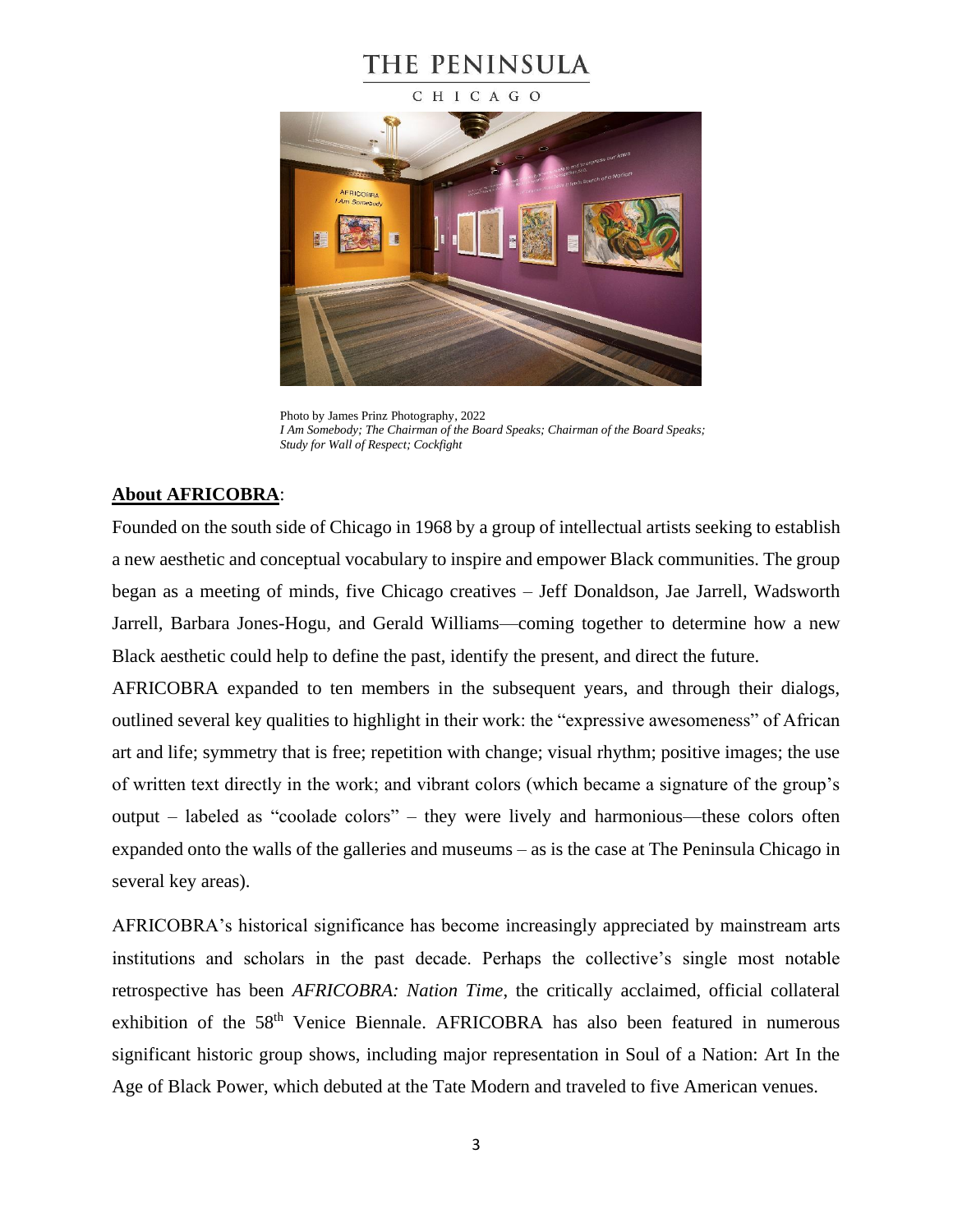Photo by James Prinz Photography, 2022
*I Am Somebody; The Chairman of the Board Speaks; Chairman of the Board Speaks; Study for Wall of Respect; Cockfight*

**About AFRICOBRA**:

Founded on the south side of Chicago in 1968 by a group of intellectual artists seeking to establish a new aesthetic and conceptual vocabulary to inspire and empower Black communities. The group began as a meeting of minds, five Chicago creatives – Jeff Donaldson, Jae Jarrell, Wadsworth Jarrell, Barbara Jones-Hogu, and Gerald Williams—coming together to determine how a new Black aesthetic could help to define the past, identify the present, and direct the future.

AFRICOBRA expanded to ten members in the subsequent years, and through their dialogs, outlined several key qualities to highlight in their work: the "expressive awesomeness" of African art and life; symmetry that is free; repetition with change; visual rhythm; positive images; the use of written text directly in the work; and vibrant colors (which became a signature of the group's output – labeled as "coolade colors" – they were lively and harmonious—these colors often expanded onto the walls of the galleries and museums – as is the case at The Peninsula Chicago in several key areas).

AFRICOBRA's historical significance has become increasingly appreciated by mainstream arts institutions and scholars in the past decade. Perhaps the collective's single most notable retrospective has been *AFRICOBRA: Nation Time*, the critically acclaimed, official collateral exhibition of the 58th Venice Biennale. AFRICOBRA has also been featured in numerous significant historic group shows, including major representation in Soul of a Nation: Art In the Age of Black Power, which debuted at the Tate Modern and traveled to five American venues.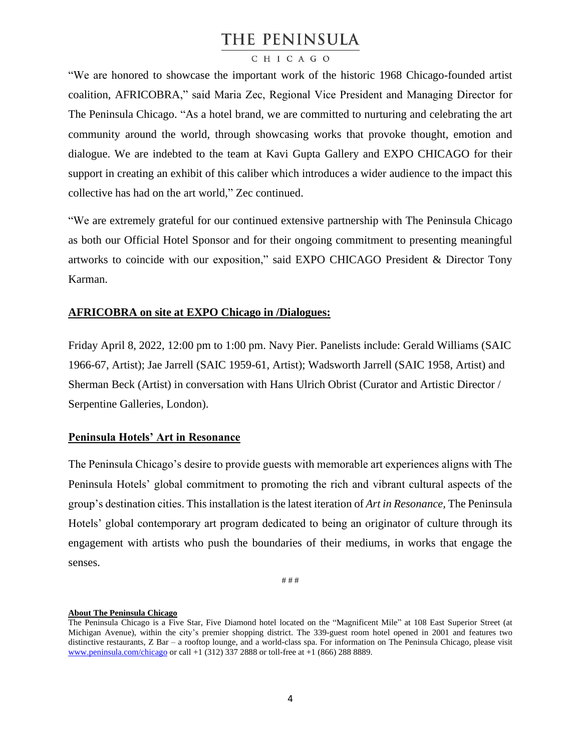"We are honored to showcase the important work of the historic 1968 Chicago-founded artist coalition, AFRICOBRA," said Maria Zec, Regional Vice President and Managing Director for The Peninsula Chicago. "As a hotel brand, we are committed to nurturing and celebrating the art community around the world, through showcasing works that provoke thought, emotion and dialogue. We are indebted to the team at Kavi Gupta Gallery and EXPO CHICAGO for their support in creating an exhibit of this caliber which introduces a wider audience to the impact this collective has had on the art world," Zec continued.

"We are extremely grateful for our continued extensive partnership with The Peninsula Chicago as both our Official Hotel Sponsor and for their ongoing commitment to presenting meaningful artworks to coincide with our exposition," said EXPO CHICAGO President & Director Tony Karman.

**AFRICOBRA on site at EXPO Chicago in /Dialogues:**

Friday April 8, 2022, 12:00 pm to 1:00 pm. Navy Pier. Panelists include: Gerald Williams (SAIC 1966-67, Artist); Jae Jarrell (SAIC 1959-61, Artist); Wadsworth Jarrell (SAIC 1958, Artist) and Sherman Beck (Artist) in conversation with Hans Ulrich Obrist (Curator and Artistic Director / Serpentine Galleries, London).

**Peninsula Hotels' Art in Resonance**

The Peninsula Chicago's desire to provide guests with memorable art experiences aligns with The Peninsula Hotels' global commitment to promoting the rich and vibrant cultural aspects of the group's destination cities. This installation is the latest iteration of *Art in Resonance*, The Peninsula Hotels' global contemporary art program dedicated to being an originator of culture through its engagement with artists who push the boundaries of their mediums, in works that engage the senses.

# # #

**About The Peninsula Chicago**

The Peninsula Chicago is a Five Star, Five Diamond hotel located on the "Magnificent Mile" at 108 East Superior Street (at Michigan Avenue), within the city's premier shopping district. The 339-guest room hotel opened in 2001 and features two distinctive restaurants, Z Bar – a rooftop lounge, and a world-class spa. For information on The Peninsula Chicago, please visit www.peninsula.com/chicago or call +1 (312) 337 2888 or toll-free at +1 (866) 288 8889.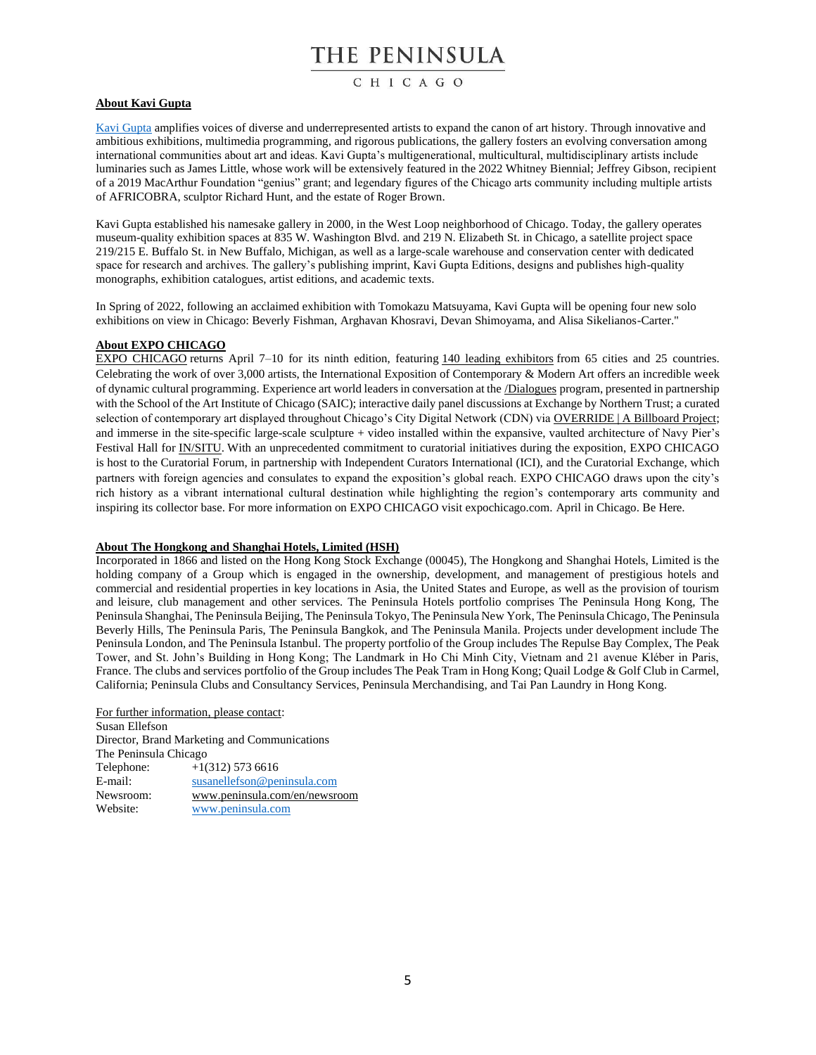**About Kavi Gupta**

Kavi Gupta amplifies voices of diverse and underrepresented artists to expand the canon of art history. Through innovative and ambitious exhibitions, multimedia programming, and rigorous publications, the gallery fosters an evolving conversation among international communities about art and ideas. Kavi Gupta's multigenerational, multicultural, multidisciplinary artists include luminaries such as James Little, whose work will be extensively featured in the 2022 Whitney Biennial; Jeffrey Gibson, recipient of a 2019 MacArthur Foundation "genius" grant; and legendary figures of the Chicago arts community including multiple artists of AFRICOBRA, sculptor Richard Hunt, and the estate of Roger Brown.

Kavi Gupta established his namesake gallery in 2000, in the West Loop neighborhood of Chicago. Today, the gallery operates museum-quality exhibition spaces at 835 W. Washington Blvd. and 219 N. Elizabeth St. in Chicago, a satellite project space 219/215 E. Buffalo St. in New Buffalo, Michigan, as well as a large-scale warehouse and conservation center with dedicated space for research and archives. The gallery's publishing imprint, Kavi Gupta Editions, designs and publishes high-quality monographs, exhibition catalogues, artist editions, and academic texts.

In Spring of 2022, following an acclaimed exhibition with Tomokazu Matsuyama, Kavi Gupta will be opening four new solo exhibitions on view in Chicago: Beverly Fishman, Arghavan Khosravi, Devan Shimoyama, and Alisa Sikelianos-Carter."

**About EXPO CHICAGO**

EXPO CHICAGO returns April 7–10 for its ninth edition, featuring 140 leading exhibitors from 65 cities and 25 countries. Celebrating the work of over 3,000 artists, the International Exposition of Contemporary & Modern Art offers an incredible week of dynamic cultural programming. Experience art world leaders in conversation at the /Dialogues program, presented in partnership with the School of the Art Institute of Chicago (SAIC); interactive daily panel discussions at Exchange by Northern Trust; a curated selection of contemporary art displayed throughout Chicago's City Digital Network (CDN) via OVERRIDE | A Billboard Project; and immerse in the site-specific large-scale sculpture + video installed within the expansive, vaulted architecture of Navy Pier's Festival Hall for IN/SITU. With an unprecedented commitment to curatorial initiatives during the exposition, EXPO CHICAGO is host to the Curatorial Forum, in partnership with Independent Curators International (ICI), and the Curatorial Exchange, which partners with foreign agencies and consulates to expand the exposition's global reach. EXPO CHICAGO draws upon the city's rich history as a vibrant international cultural destination while highlighting the region's contemporary arts community and inspiring its collector base. For more information on EXPO CHICAGO visit expochicago.com. April in Chicago. Be Here.

**About The Hongkong and Shanghai Hotels, Limited (HSH)**

Incorporated in 1866 and listed on the Hong Kong Stock Exchange (00045), The Hongkong and Shanghai Hotels, Limited is the holding company of a Group which is engaged in the ownership, development, and management of prestigious hotels and commercial and residential properties in key locations in Asia, the United States and Europe, as well as the provision of tourism and leisure, club management and other services. The Peninsula Hotels portfolio comprises The Peninsula Hong Kong, The Peninsula Shanghai, The Peninsula Beijing, The Peninsula Tokyo, The Peninsula New York, The Peninsula Chicago, The Peninsula Beverly Hills, The Peninsula Paris, The Peninsula Bangkok, and The Peninsula Manila. Projects under development include The Peninsula London, and The Peninsula Istanbul. The property portfolio of the Group includes The Repulse Bay Complex, The Peak Tower, and St. John's Building in Hong Kong; The Landmark in Ho Chi Minh City, Vietnam and 21 avenue Kléber in Paris, France. The clubs and services portfolio of the Group includes The Peak Tram in Hong Kong; Quail Lodge & Golf Club in Carmel, California; Peninsula Clubs and Consultancy Services, Peninsula Merchandising, and Tai Pan Laundry in Hong Kong.

For further information, please contact:
Susan Ellefson
Director, Brand Marketing and Communications
The Peninsula Chicago

| | |
|---|---|
| Telephone: | +1(312) 573 6616 |
| E-mail: | susanellefson@peninsula.com |
| Newsroom: | www.peninsula.com/en/newsroom |
| Website: | www.peninsula.com |